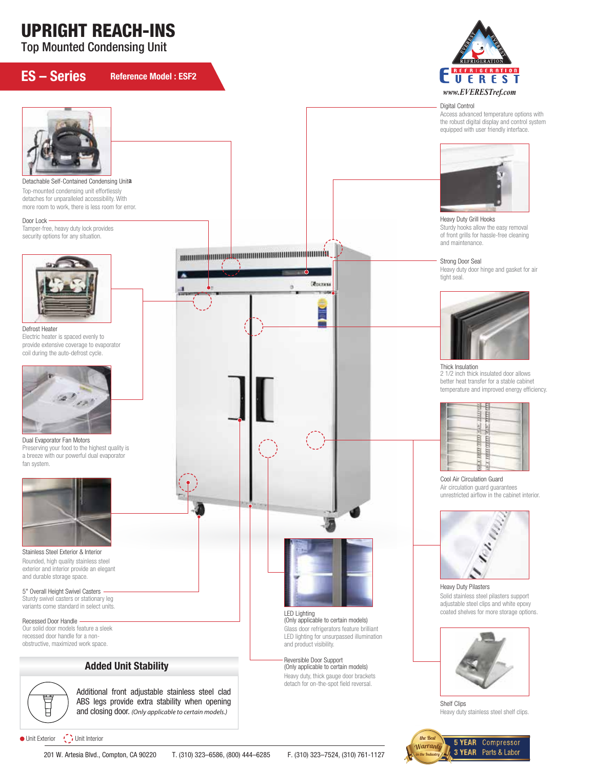# UPRIGHT REACH-INS

## Top Mounted Condensing Unit

**ES – Series** **Reference Model : ESF2**

EVEREST REFRIGERATION

www.EVERESTref.com

**Detachable Self-Contained Condensing Unit**

Top-mounted condensing unit effortlessly detaches for unparalleled accessibility. With more room to work, there is less room for error.

**Door Lock**

Tamper-free, heavy duty lock provides security options for any situation.

**Defrost Heater**

Electric heater is spaced evenly to provide extensive coverage to evaporator coil during the auto-defrost cycle.

**Dual Evaporator Fan Motors**

Preserving your food to the highest quality is a breeze with our powerful dual evaporator fan system.

**Stainless Steel Exterior & Interior**

Rounded, high quality stainless steel exterior and interior provide an elegant and durable storage space.

**5" Overall Height Swivel Casters**

Sturdy swivel casters or stationary leg variants come standard in select units.

**Recessed Door Handle**

Our solid door models feature a sleek recessed door handle for a non-obstructive, maximized work space.

**Digital Control**

Access advanced temperature options with the robust digital display and control system equipped with user friendly interface.

**Heavy Duty Grill Hooks**

Sturdy hooks allow the easy removal of front grills for hassle-free cleaning and maintenance.

**Strong Door Seal**

Heavy duty door hinge and gasket for air tight seal.

**Thick Insulation**

2 1/2 inch thick insulated door allows better heat transfer for a stable cabinet temperature and improved energy efficiency.

**Cool Air Circulation Guard**

Air circulation guard guarantees unrestricted airflow in the cabinet interior.

**Heavy Duty Pilasters**

Solid stainless steel pilasters support adjustable steel clips and white epoxy coated shelves for more storage options.

**Shelf Clips**

Heavy duty stainless steel shelf clips.

**LED Lighting**
(Only applicable to certain models)

Glass door refrigerators feature brilliant LED lighting for unsurpassed illumination and product visibility.

**Reversible Door Support**
(Only applicable to certain models)

Heavy duty, thick gauge door brackets detach for on-the-spot field reversal.

## Added Unit Stability

Additional front adjustable stainless steel clad ABS legs provide extra stability when opening and closing door. *(Only applicable to certain models.)*

● Unit Exterior ◌ Unit Interior

the Best Warranty in the Industry — **5 YEAR** Compressor, **3 YEAR** Parts & Labor

201 W. Artesia Blvd., Compton, CA 90220 T. (310) 323–6586, (800) 444–6285 F. (310) 323–7524, (310) 761-1127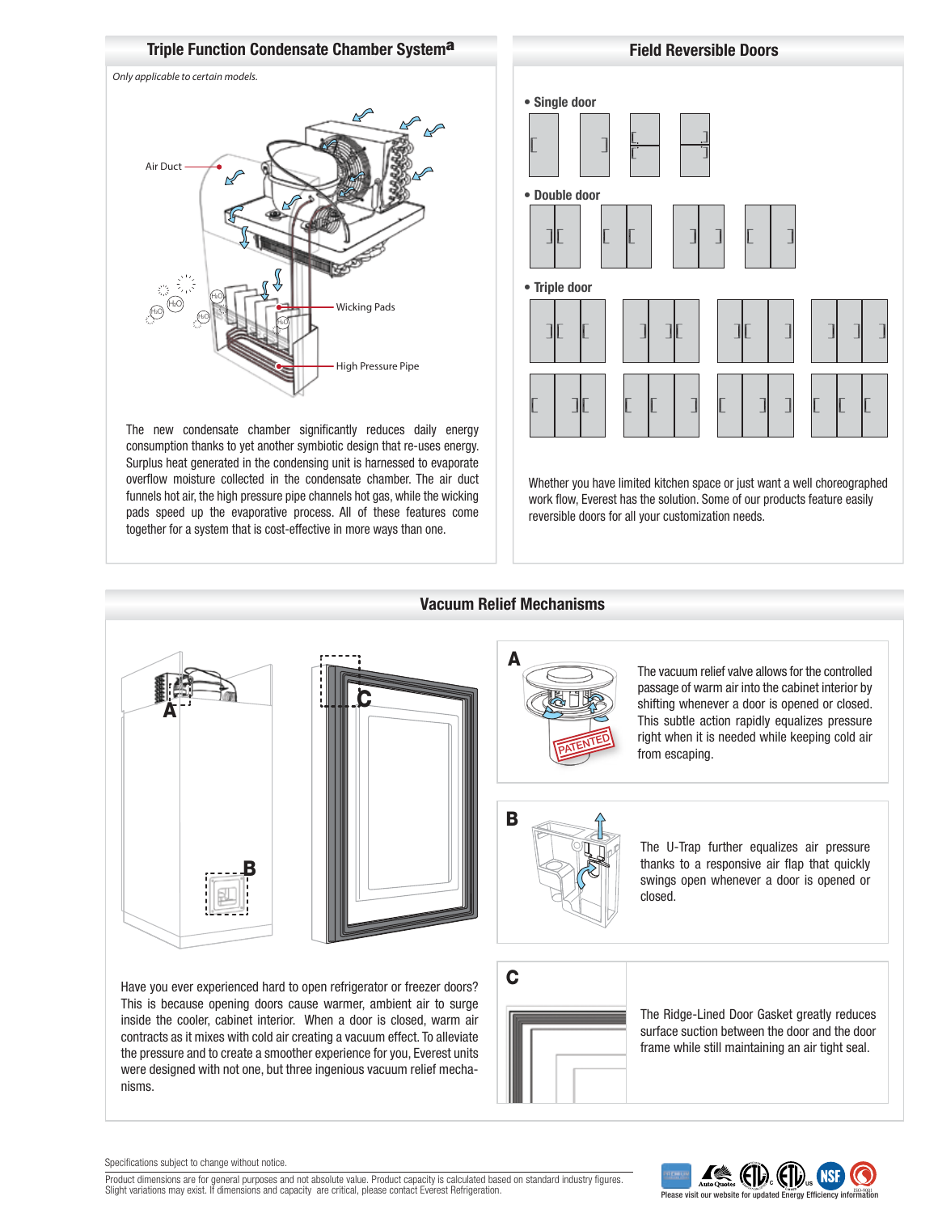## Triple Function Condensate Chamber System[a]

*Only applicable to certain models.*

Air Duct

Wicking Pads

High Pressure Pipe

The new condensate chamber significantly reduces daily energy consumption thanks to yet another symbiotic design that re-uses energy. Surplus heat generated in the condensing unit is harnessed to evaporate overflow moisture collected in the condensate chamber. The air duct funnels hot air, the high pressure pipe channels hot gas, while the wicking pads speed up the evaporative process. All of these features come together for a system that is cost-effective in more ways than one.

## Field Reversible Doors

- **Single door**
- **Double door**
- **Triple door**

Whether you have limited kitchen space or just want a well choreographed work flow, Everest has the solution. Some of our products feature easily reversible doors for all your customization needs.

## Vacuum Relief Mechanisms

Have you ever experienced hard to open refrigerator or freezer doors? This is because opening doors cause warmer, ambient air to surge inside the cooler, cabinet interior. When a door is closed, warm air contracts as it mixes with cold air creating a vacuum effect. To alleviate the pressure and to create a smoother experience for you, Everest units were designed with not one, but three ingenious vacuum relief mechanisms.

**A**

PATENTED

The vacuum relief valve allows for the controlled passage of warm air into the cabinet interior by shifting whenever a door is opened or closed. This subtle action rapidly equalizes pressure right when it is needed while keeping cold air from escaping.

**B**

The U-Trap further equalizes air pressure thanks to a responsive air flap that quickly swings open whenever a door is opened or closed.

**C**

The Ridge-Lined Door Gasket greatly reduces surface suction between the door and the door frame while still maintaining an air tight seal.

Specifications subject to change without notice.

Product dimensions are for general purposes and not absolute value. Product capacity is calculated based on standard industry figures. Slight variations may exist. If dimensions and capacity are critical, please contact Everest Refrigeration.

Please visit our website for updated Energy Efficiency information